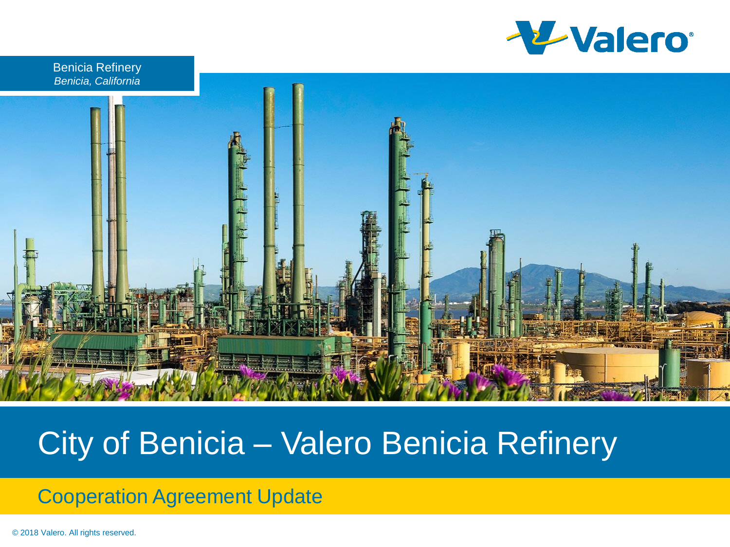Benicia Refinery
*Benicia, California*

# City of Benicia – Valero Benicia Refinery

## Cooperation Agreement Update

© 2018 Valero. All rights reserved.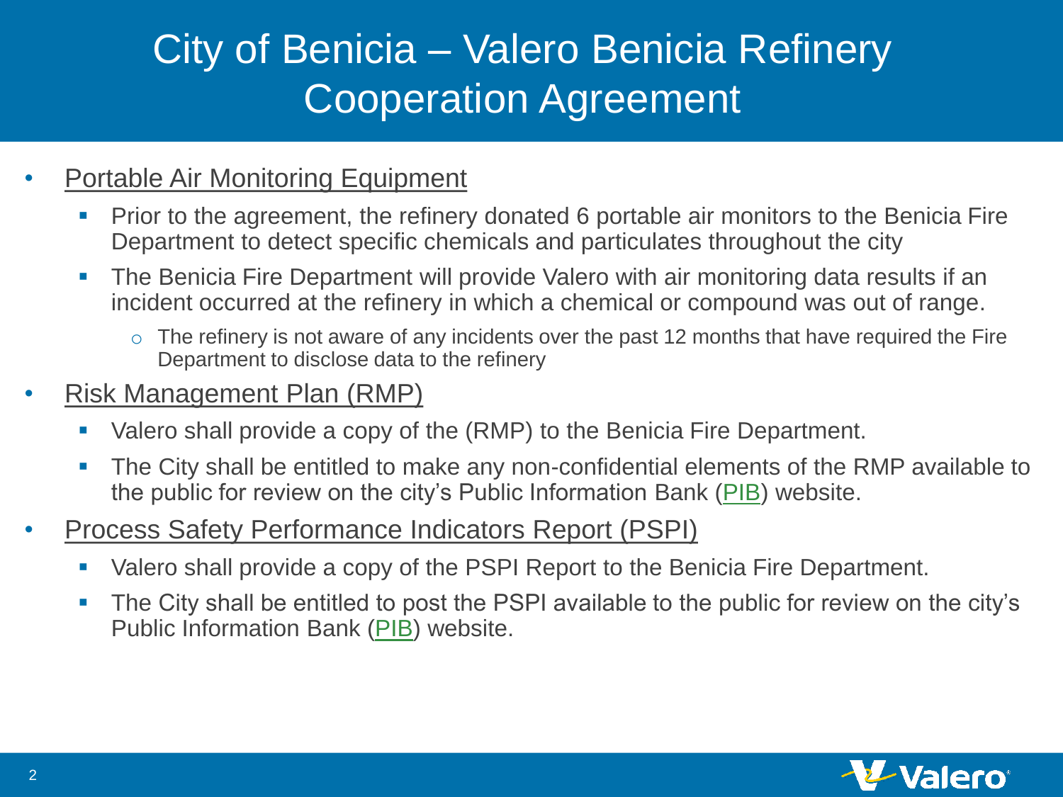# City of Benicia – Valero Benicia Refinery Cooperation Agreement

- Portable Air Monitoring Equipment
  - Prior to the agreement, the refinery donated 6 portable air monitors to the Benicia Fire Department to detect specific chemicals and particulates throughout the city
  - The Benicia Fire Department will provide Valero with air monitoring data results if an incident occurred at the refinery in which a chemical or compound was out of range.
    - The refinery is not aware of any incidents over the past 12 months that have required the Fire Department to disclose data to the refinery
- Risk Management Plan (RMP)
  - Valero shall provide a copy of the (RMP) to the Benicia Fire Department.
  - The City shall be entitled to make any non-confidential elements of the RMP available to the public for review on the city's Public Information Bank (PIB) website.
- Process Safety Performance Indicators Report (PSPI)
  - Valero shall provide a copy of the PSPI Report to the Benicia Fire Department.
  - The City shall be entitled to post the PSPI available to the public for review on the city's Public Information Bank (PIB) website.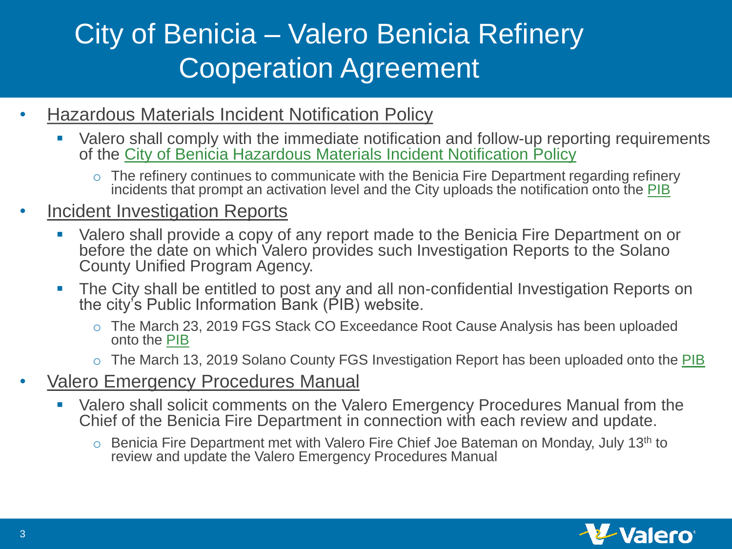# City of Benicia – Valero Benicia Refinery Cooperation Agreement

- Hazardous Materials Incident Notification Policy
  - Valero shall comply with the immediate notification and follow-up reporting requirements of the City of Benicia Hazardous Materials Incident Notification Policy
    - The refinery continues to communicate with the Benicia Fire Department regarding refinery incidents that prompt an activation level and the City uploads the notification onto the PIB
- Incident Investigation Reports
  - Valero shall provide a copy of any report made to the Benicia Fire Department on or before the date on which Valero provides such Investigation Reports to the Solano County Unified Program Agency.
  - The City shall be entitled to post any and all non-confidential Investigation Reports on the city's Public Information Bank (PIB) website.
    - The March 23, 2019 FGS Stack CO Exceedance Root Cause Analysis has been uploaded onto the PIB
    - The March 13, 2019 Solano County FGS Investigation Report has been uploaded onto the PIB
- Valero Emergency Procedures Manual
  - Valero shall solicit comments on the Valero Emergency Procedures Manual from the Chief of the Benicia Fire Department in connection with each review and update.
    - Benicia Fire Department met with Valero Fire Chief Joe Bateman on Monday, July 13th to review and update the Valero Emergency Procedures Manual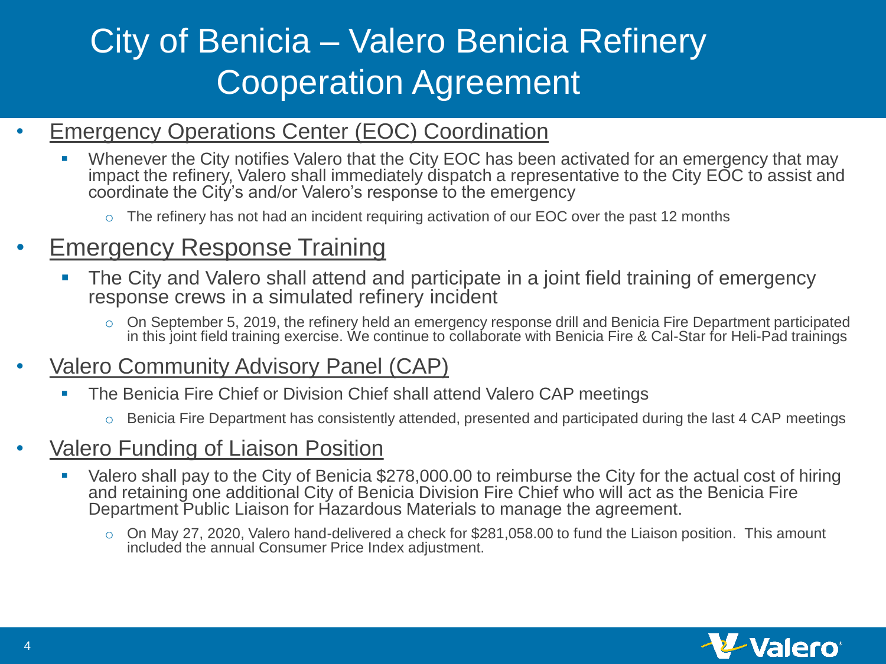# City of Benicia – Valero Benicia Refinery Cooperation Agreement

- Emergency Operations Center (EOC) Coordination
  - Whenever the City notifies Valero that the City EOC has been activated for an emergency that may impact the refinery, Valero shall immediately dispatch a representative to the City EOC to assist and coordinate the City's and/or Valero's response to the emergency
    - The refinery has not had an incident requiring activation of our EOC over the past 12 months
- Emergency Response Training
  - The City and Valero shall attend and participate in a joint field training of emergency response crews in a simulated refinery incident
    - On September 5, 2019, the refinery held an emergency response drill and Benicia Fire Department participated in this joint field training exercise. We continue to collaborate with Benicia Fire & Cal-Star for Heli-Pad trainings
- Valero Community Advisory Panel (CAP)
  - The Benicia Fire Chief or Division Chief shall attend Valero CAP meetings
    - Benicia Fire Department has consistently attended, presented and participated during the last 4 CAP meetings
- Valero Funding of Liaison Position
  - Valero shall pay to the City of Benicia $278,000.00 to reimburse the City for the actual cost of hiring and retaining one additional City of Benicia Division Fire Chief who will act as the Benicia Fire Department Public Liaison for Hazardous Materials to manage the agreement.
    - On May 27, 2020, Valero hand-delivered a check for $281,058.00 to fund the Liaison position. This amount included the annual Consumer Price Index adjustment.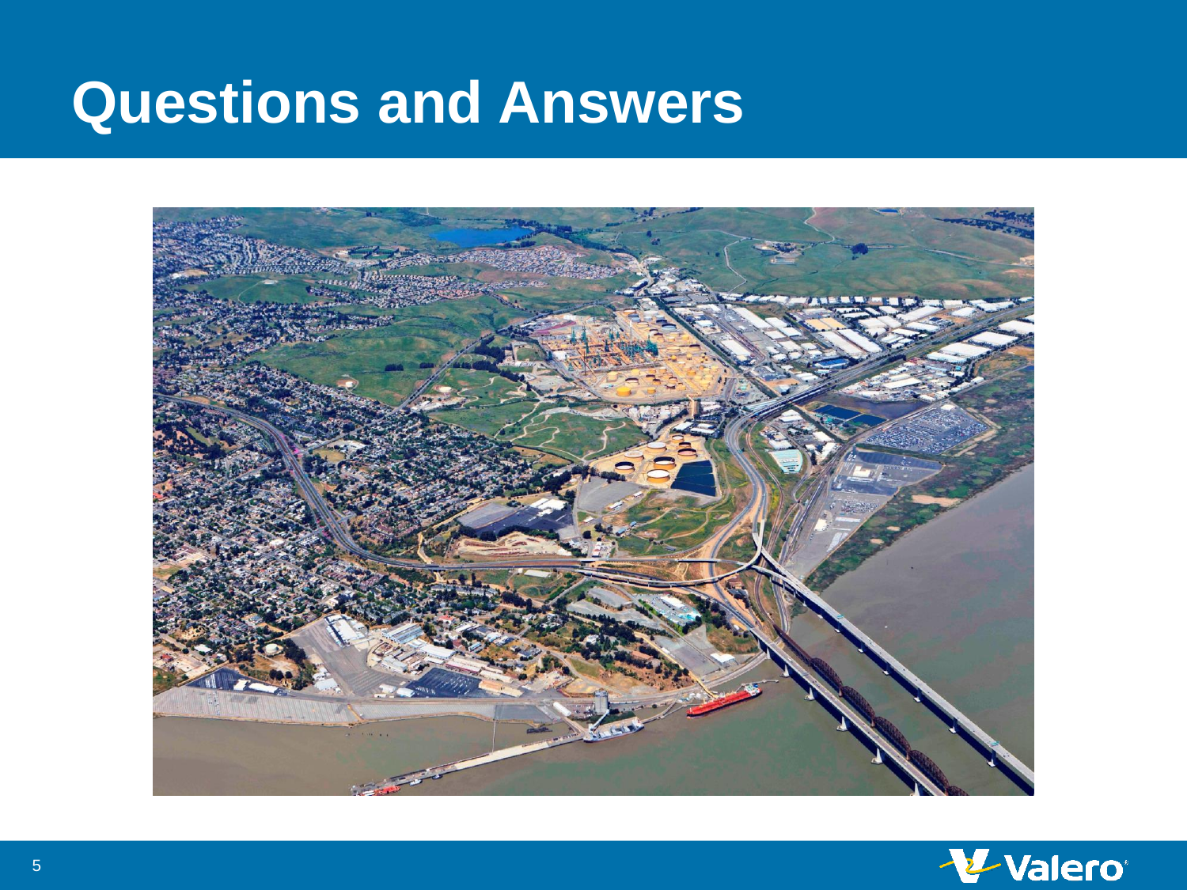# Questions and Answers